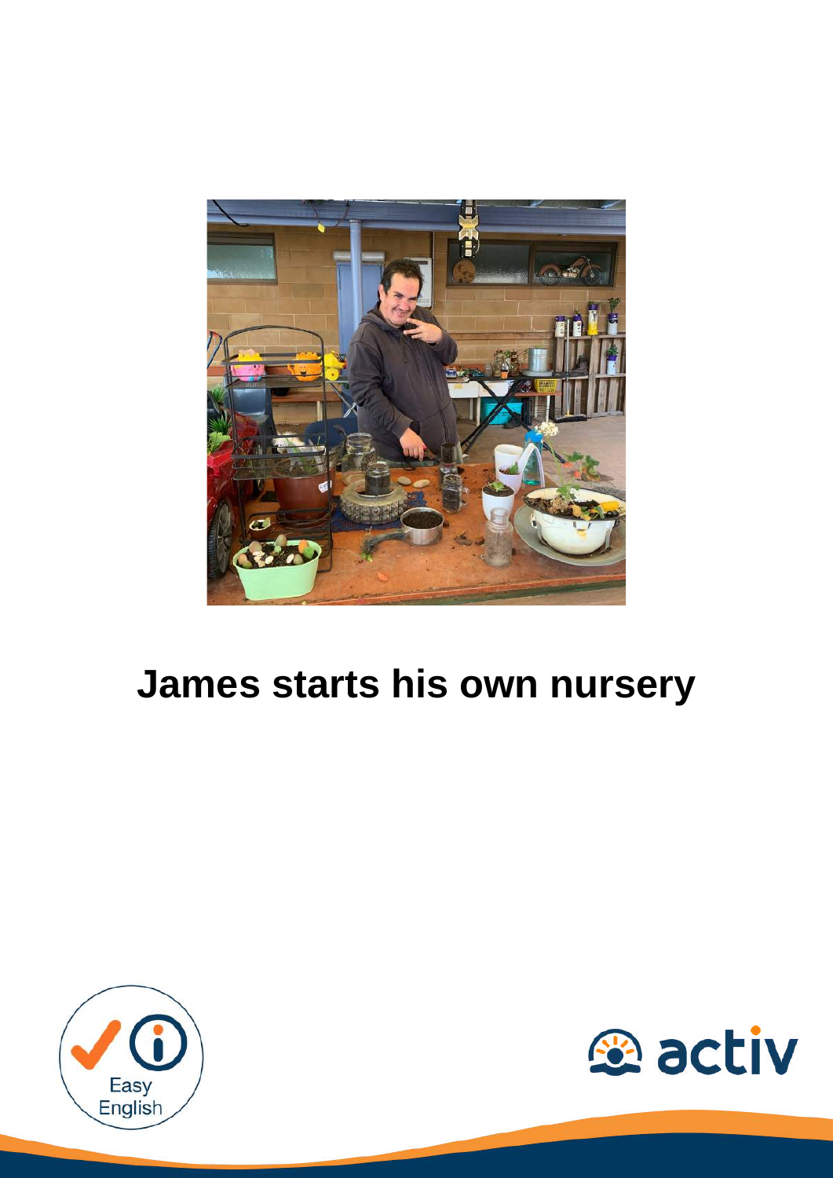# James starts his own nursery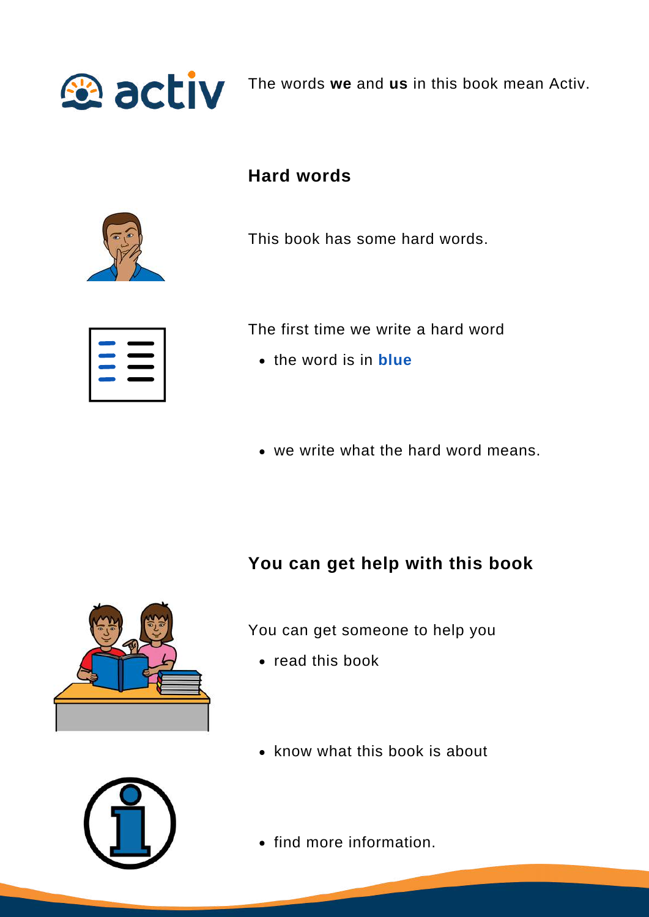The words **we** and **us** in this book mean Activ.

## Hard words

This book has some hard words.

The first time we write a hard word

- the word is in **blue**
- we write what the hard word means.

## You can get help with this book

You can get someone to help you

- read this book
- know what this book is about
- find more information.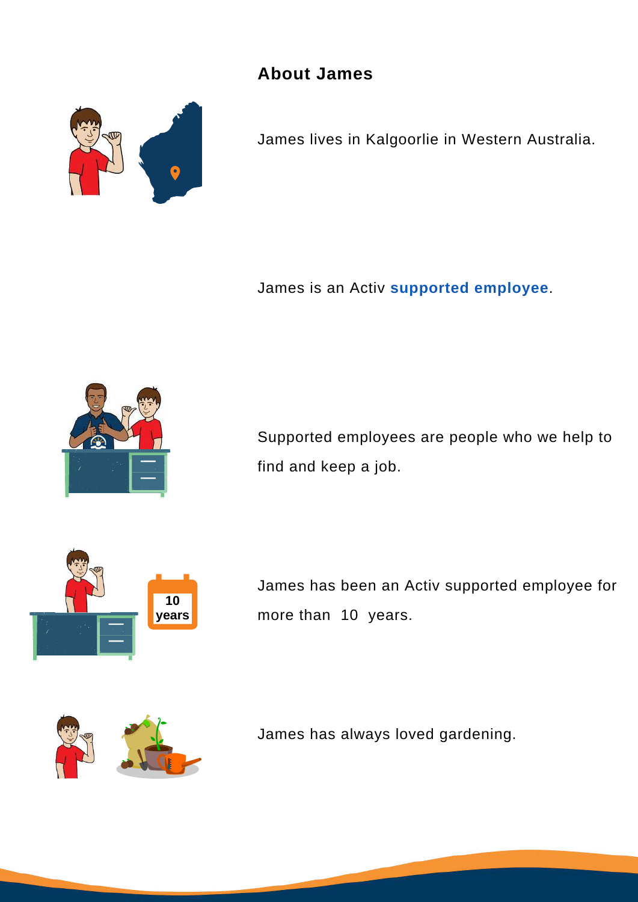## About James

James lives in Kalgoorlie in Western Australia.

James is an Activ **supported employee**.

Supported employees are people who we help to find and keep a job.

James has been an Activ supported employee for more than 10 years.

James has always loved gardening.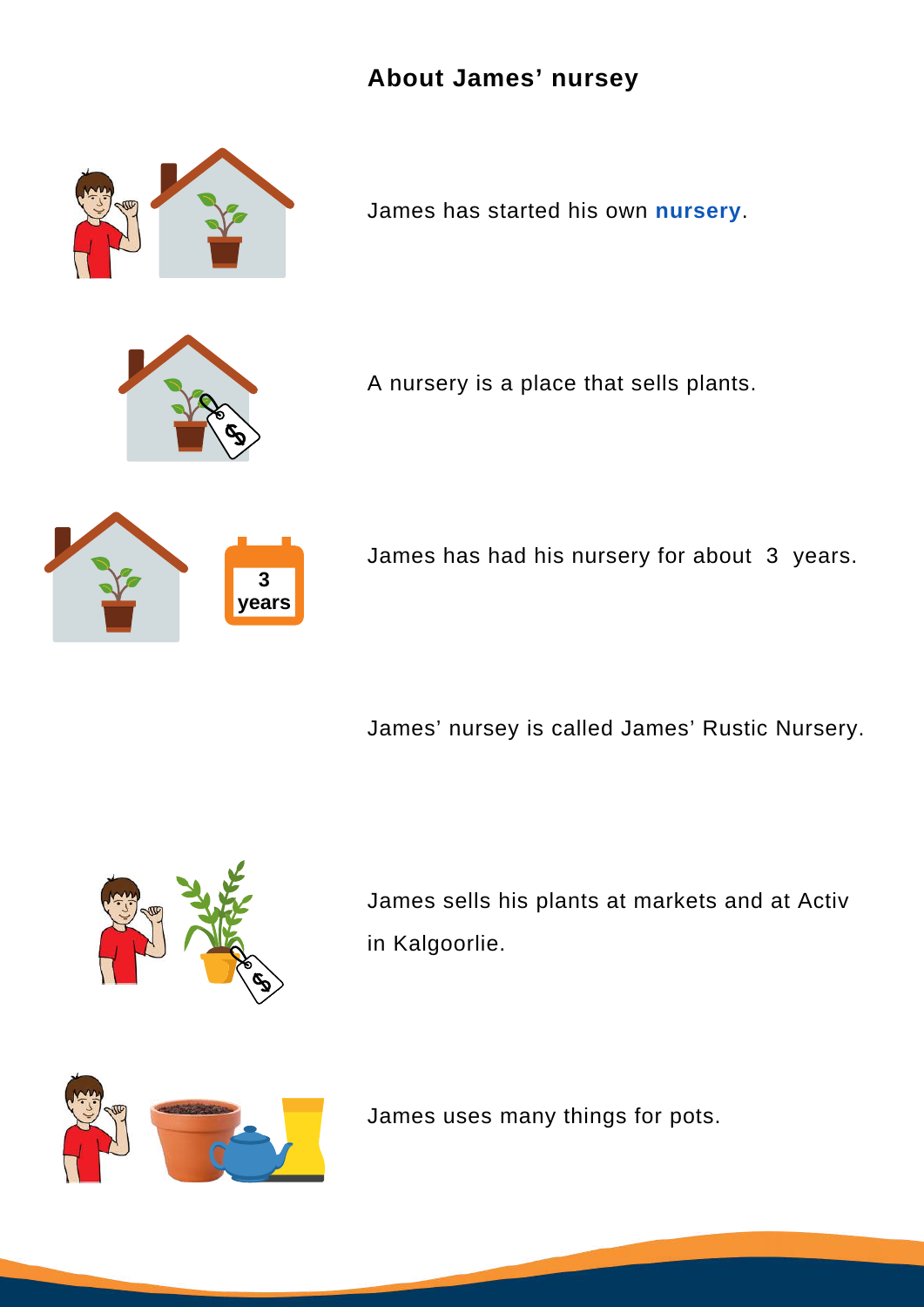## About James' nursey

James has started his own **nursery**.

A nursery is a place that sells plants.

James has had his nursery for about 3 years.

James' nursey is called James' Rustic Nursery.

James sells his plants at markets and at Activ in Kalgoorlie.

James uses many things for pots.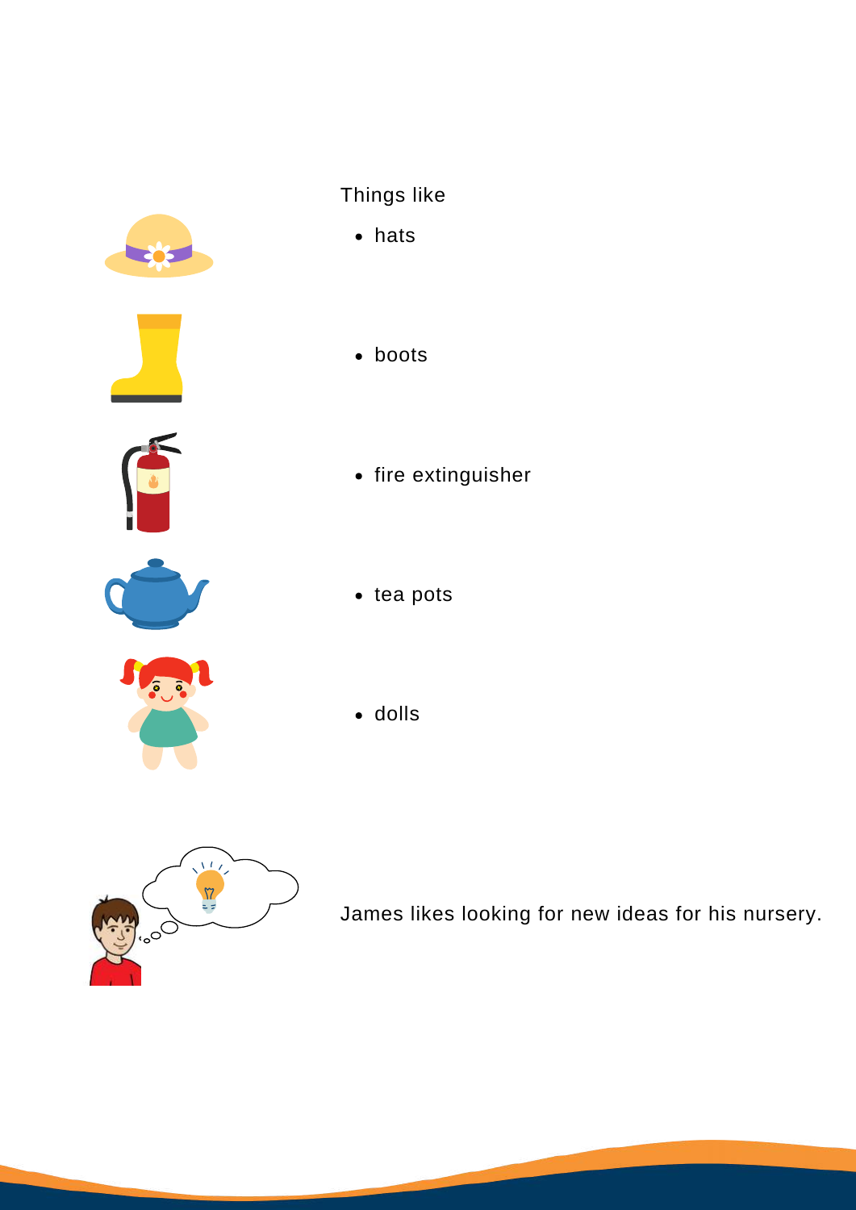Things like

- hats
- boots
- fire extinguisher
- tea pots
- dolls

James likes looking for new ideas for his nursery.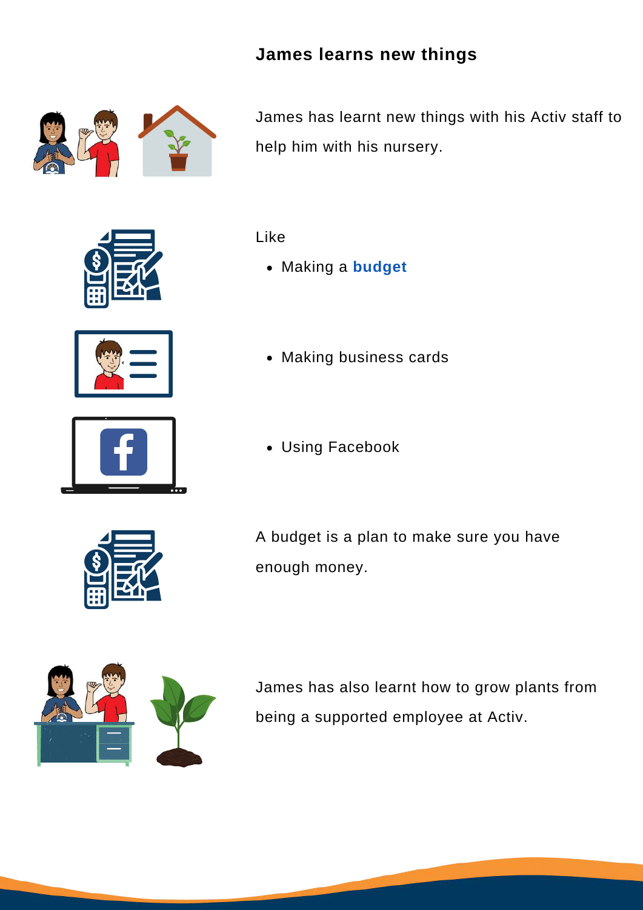### James learns new things

James has learnt new things with his Activ staff to help him with his nursery.

Like

- Making a **budget**
- Making business cards
- Using Facebook

A budget is a plan to make sure you have enough money.

James has also learnt how to grow plants from being a supported employee at Activ.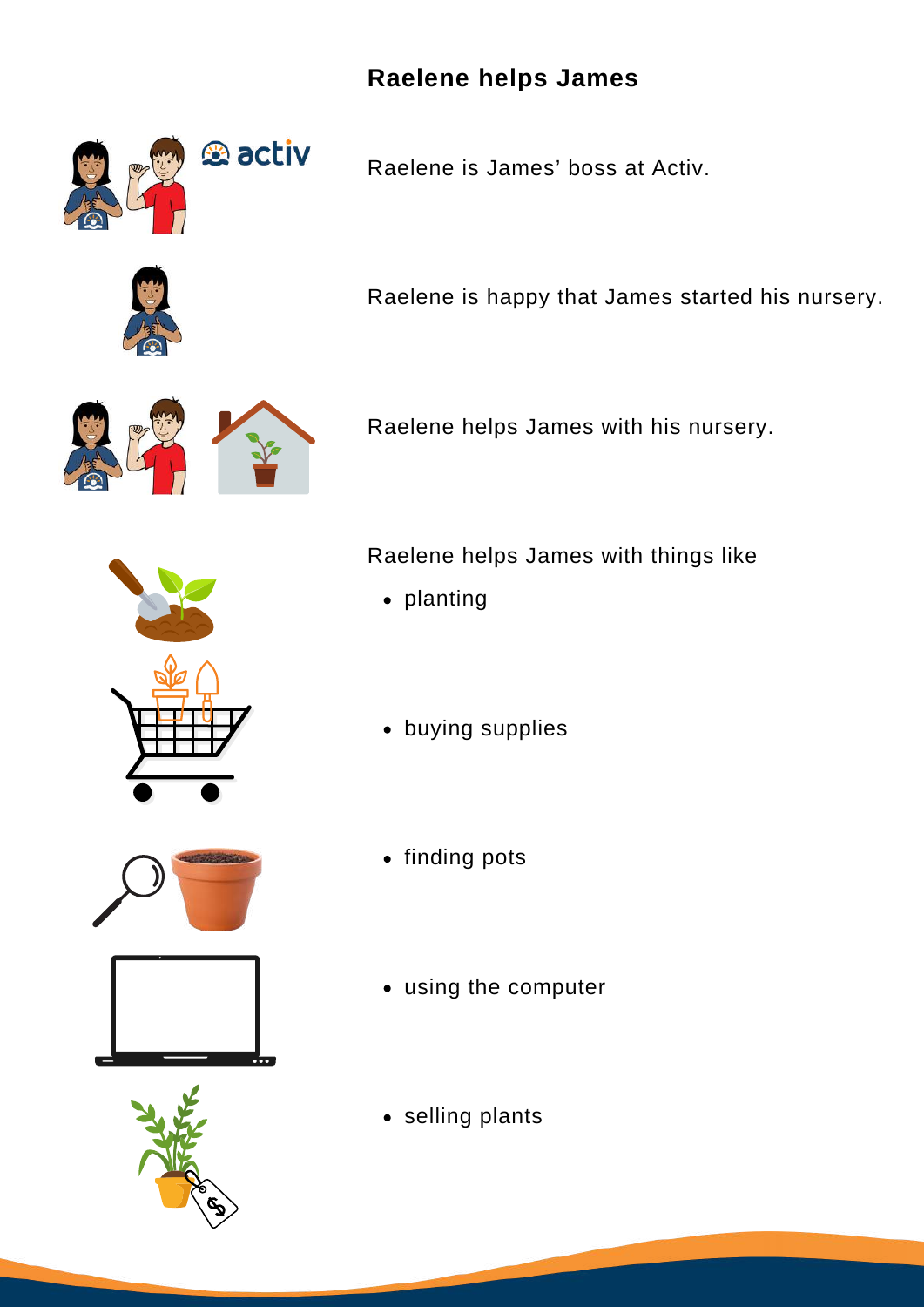## Raelene helps James

Raelene is James' boss at Activ.

Raelene is happy that James started his nursery.

Raelene helps James with his nursery.

Raelene helps James with things like

- planting
- buying supplies
- finding pots
- using the computer
- selling plants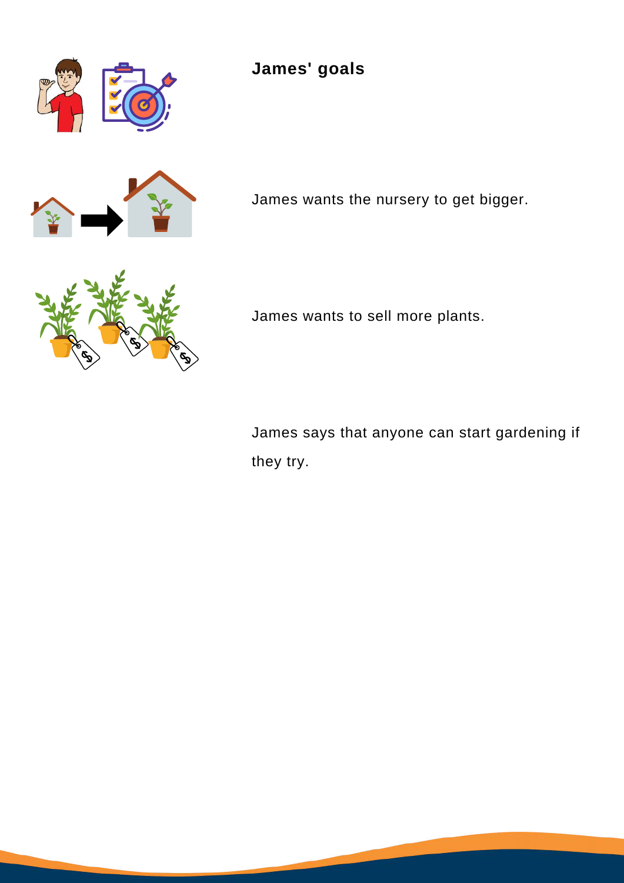## James' goals

James wants the nursery to get bigger.

James wants to sell more plants.

James says that anyone can start gardening if they try.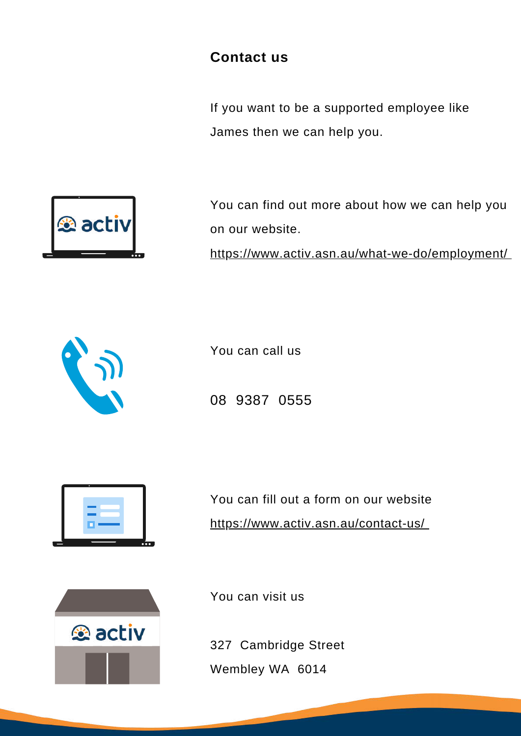## Contact us

If you want to be a supported employee like James then we can help you.

You can find out more about how we can help you on our website.

https://www.activ.asn.au/what-we-do/employment/

You can call us

08 9387 0555

You can fill out a form on our website

https://www.activ.asn.au/contact-us/

You can visit us

327 Cambridge Street
Wembley WA 6014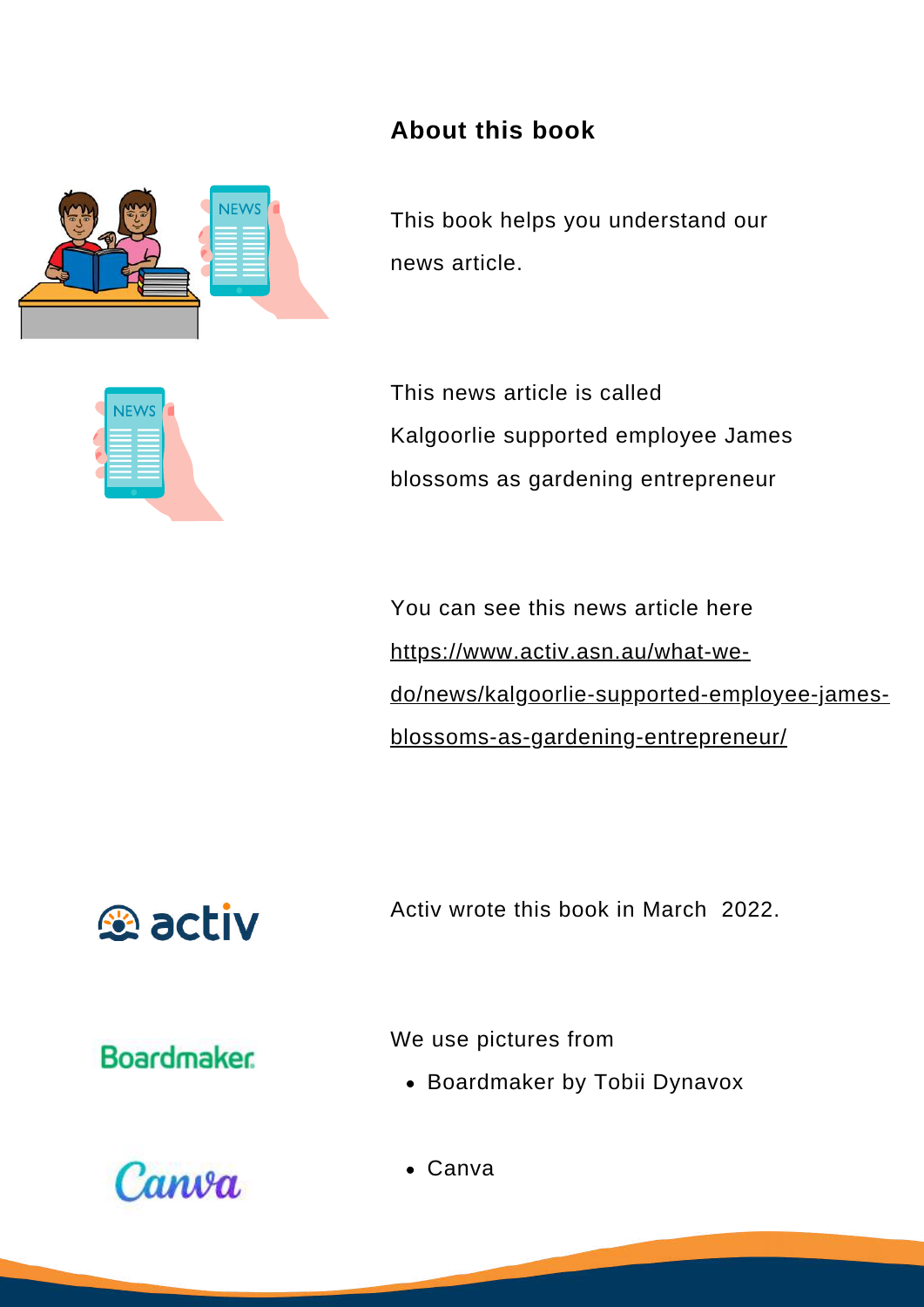## About this book

This book helps you understand our news article.

This news article is called
Kalgoorlie supported employee James blossoms as gardening entrepreneur

You can see this news article here
https://www.activ.asn.au/what-we-do/news/kalgoorlie-supported-employee-james-blossoms-as-gardening-entrepreneur/

Activ wrote this book in March 2022.

We use pictures from

- Boardmaker by Tobii Dynavox
- Canva